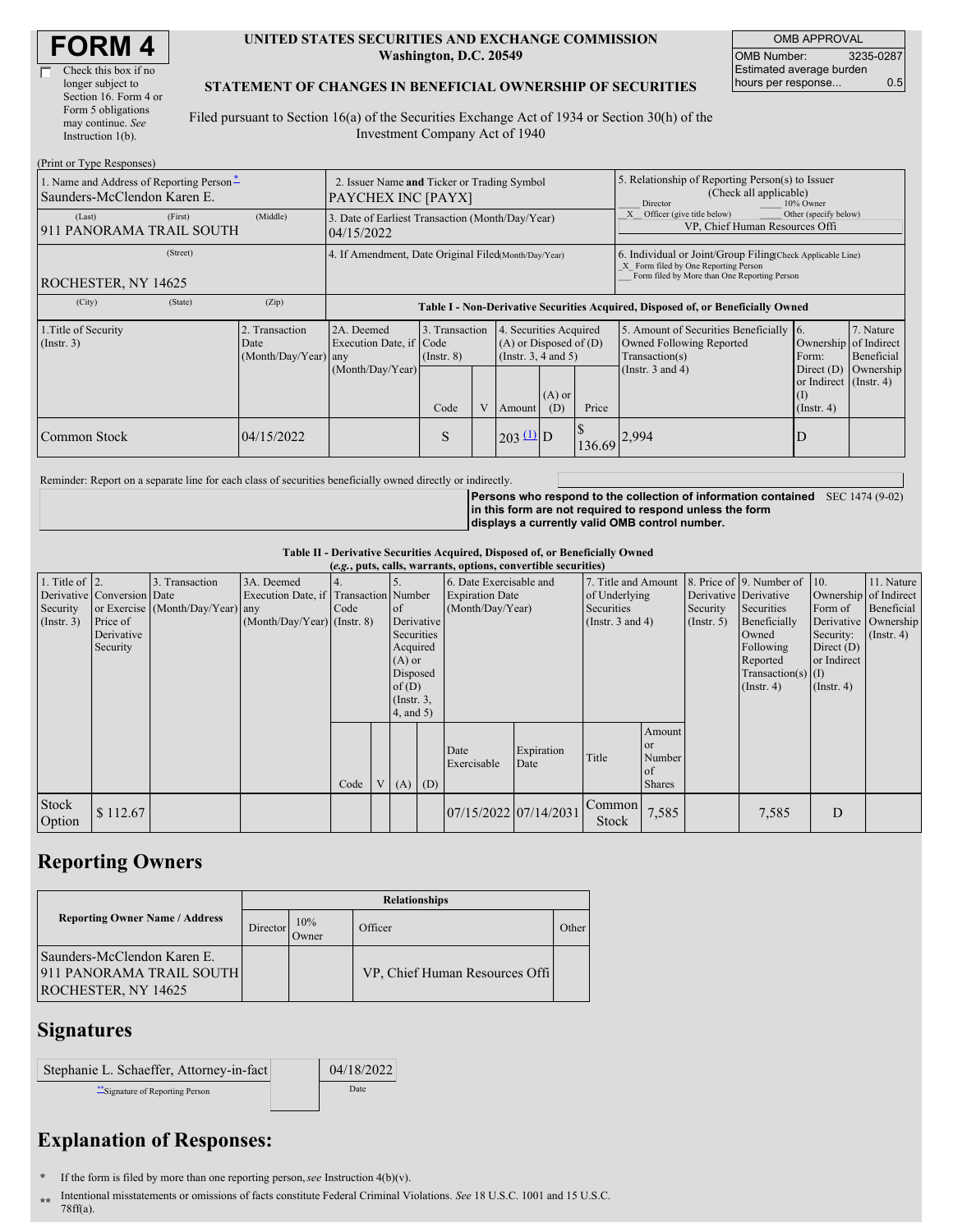# FORM 4

☐ Check this box if no longer subject to Section 16. Form 4 or Form 5 obligations may continue. *See* Instruction 1(b).

**UNITED STATES SECURITIES AND EXCHANGE COMMISSION**
**Washington, D.C. 20549**

**STATEMENT OF CHANGES IN BENEFICIAL OWNERSHIP OF SECURITIES**

Filed pursuant to Section 16(a) of the Securities Exchange Act of 1934 or Section 30(h) of the Investment Company Act of 1940

| OMB APPROVAL | |
|---|---|
| OMB Number: | 3235-0287 |
| Estimated average burden hours per response... | 0.5 |

(Print or Type Responses)

| 1. Name and Address of Reporting Person* | 2. Issuer Name and Ticker or Trading Symbol | 5. Relationship of Reporting Person(s) to Issuer (Check all applicable) |
|---|---|---|
| Saunders-McClendon Karen E. | PAYCHEX INC [PAYX] | ___ Director ___ 10% Owner |
| (Last) (First) (Middle) | 3. Date of Earliest Transaction (Month/Day/Year) | _X_ Officer (give title below) ___ Other (specify below) |
| 911 PANORAMA TRAIL SOUTH | 04/15/2022 | VP, Chief Human Resources Offi |
| (Street) | 4. If Amendment, Date Original Filed(Month/Day/Year) | 6. Individual or Joint/Group Filing(Check Applicable Line) |
| ROCHESTER, NY 14625 | | _X_ Form filed by One Reporting Person ___ Form filed by More than One Reporting Person |
| (City) (State) (Zip) | | |

**Table I - Non-Derivative Securities Acquired, Disposed of, or Beneficially Owned**

| 1.Title of Security (Instr. 3) | 2. Transaction Date (Month/Day/Year) | 2A. Deemed Execution Date, if any (Month/Day/Year) | 3. Transaction Code (Instr. 8) | | 4. Securities Acquired (A) or Disposed of (D) (Instr. 3, 4 and 5) | | | 5. Amount of Securities Beneficially Owned Following Reported Transaction(s) (Instr. 3 and 4) | 6. Ownership Form: Direct (D) or Indirect (I) (Instr. 4) | 7. Nature of Indirect Beneficial Ownership (Instr. 4) |
|---|---|---|---|---|---|---|---|---|---|---|
| | | | Code | V | Amount | (A) or (D) | Price | | | |
| Common Stock | 04/15/2022 | | S | | 203 (1) | D | $ 136.69 | 2,994 | D | |

Reminder: Report on a separate line for each class of securities beneficially owned directly or indirectly.

**Persons who respond to the collection of information contained in this form are not required to respond unless the form displays a currently valid OMB control number.** SEC 1474 (9-02)

**Table II - Derivative Securities Acquired, Disposed of, or Beneficially Owned**
**(*e.g.*, puts, calls, warrants, options, convertible securities)**

| 1. Title of Derivative Security (Instr. 3) | 2. Conversion or Exercise Price of Derivative Security | 3. Transaction Date (Month/Day/Year) | 3A. Deemed Execution Date, if any (Month/Day/Year) | 4. Transaction Code (Instr. 8) | | 5. Number of Derivative Securities Acquired (A) or Disposed of (D) (Instr. 3, 4, and 5) | | 6. Date Exercisable and Expiration Date (Month/Day/Year) | | 7. Title and Amount of Underlying Securities (Instr. 3 and 4) | | 8. Price of Derivative Security (Instr. 5) | 9. Number of Derivative Securities Beneficially Owned Following Reported Transaction(s) (Instr. 4) | 10. Ownership Form of Derivative Security: Direct (D) or Indirect (I) (Instr. 4) | 11. Nature of Indirect Beneficial Ownership (Instr. 4) |
|---|---|---|---|---|---|---|---|---|---|---|---|---|---|---|---|
| | | | | Code | V | (A) | (D) | Date Exercisable | Expiration Date | Title | Amount or Number of Shares | | | | |
| Stock Option | $ 112.67 | | | | | | | 07/15/2022 | 07/14/2031 | Common Stock | 7,585 | | 7,585 | D | |

## Reporting Owners

| Reporting Owner Name / Address | Relationships | | | |
|---|---|---|---|---|
| | Director | 10% Owner | Officer | Other |
| Saunders-McClendon Karen E. 911 PANORAMA TRAIL SOUTH ROCHESTER, NY 14625 | | | VP, Chief Human Resources Offi | |

## Signatures

| Stephanie L. Schaeffer, Attorney-in-fact | 04/18/2022 |
|---|---|
| **Signature of Reporting Person | Date |

## Explanation of Responses:

\* If the form is filed by more than one reporting person, *see* Instruction 4(b)(v).

\*\* Intentional misstatements or omissions of facts constitute Federal Criminal Violations. *See* 18 U.S.C. 1001 and 15 U.S.C. 78ff(a).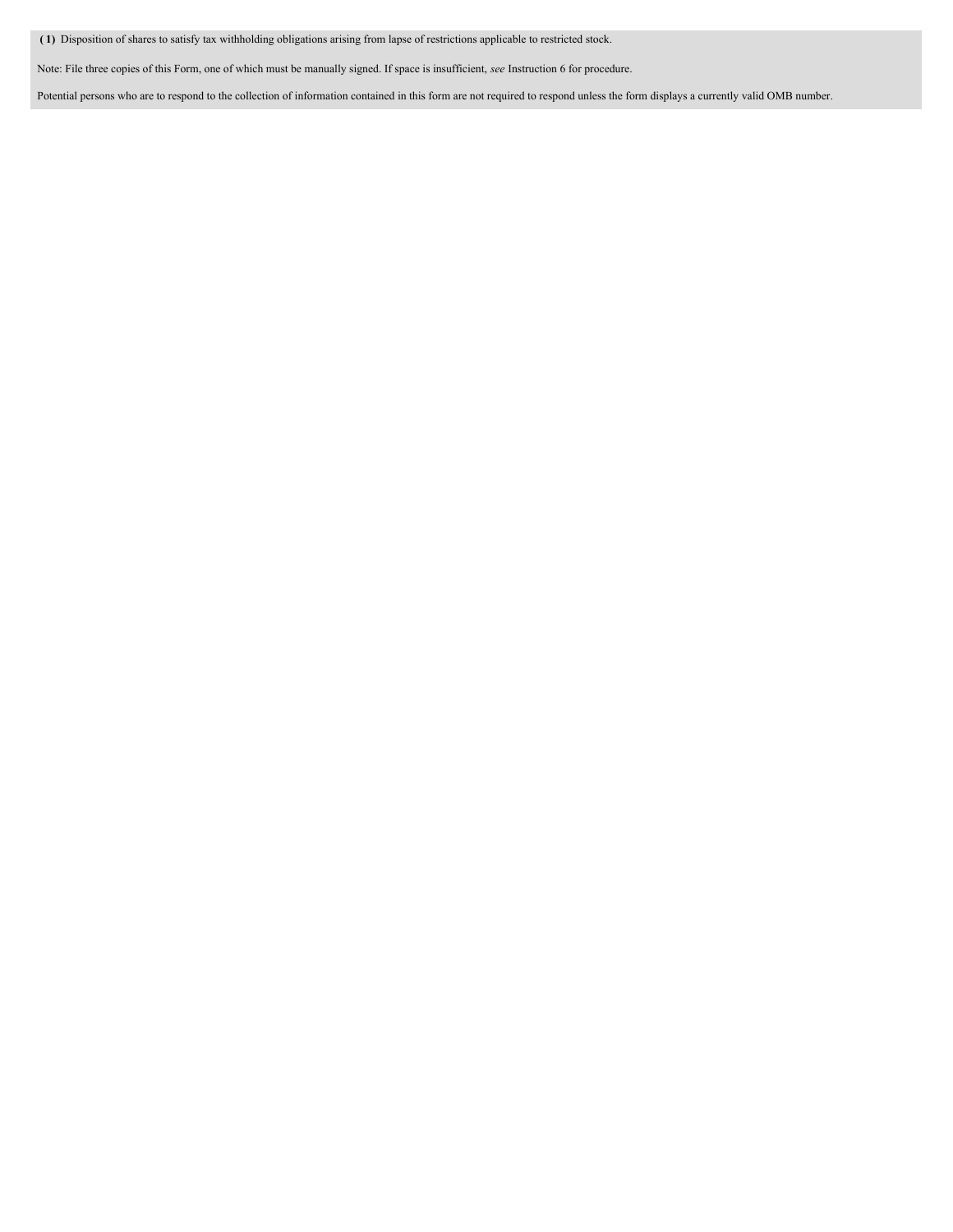**(1)** Disposition of shares to satisfy tax withholding obligations arising from lapse of restrictions applicable to restricted stock.

Note: File three copies of this Form, one of which must be manually signed. If space is insufficient, *see* Instruction 6 for procedure.

Potential persons who are to respond to the collection of information contained in this form are not required to respond unless the form displays a currently valid OMB number.